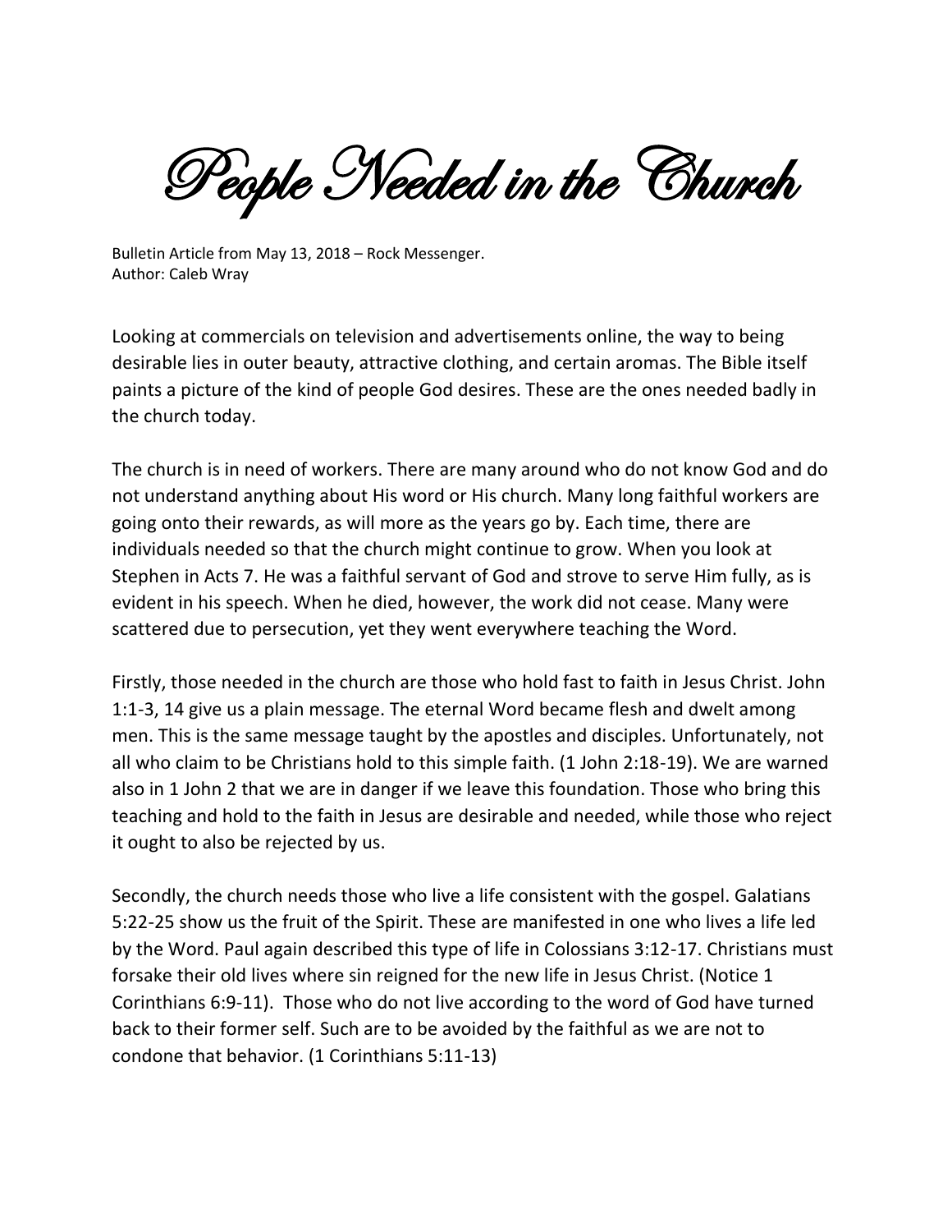# People Needed in the Church

Bulletin Article from May 13, 2018 – Rock Messenger.
Author: Caleb Wray

Looking at commercials on television and advertisements online, the way to being desirable lies in outer beauty, attractive clothing, and certain aromas. The Bible itself paints a picture of the kind of people God desires. These are the ones needed badly in the church today.

The church is in need of workers. There are many around who do not know God and do not understand anything about His word or His church. Many long faithful workers are going onto their rewards, as will more as the years go by. Each time, there are individuals needed so that the church might continue to grow. When you look at Stephen in Acts 7. He was a faithful servant of God and strove to serve Him fully, as is evident in his speech. When he died, however, the work did not cease. Many were scattered due to persecution, yet they went everywhere teaching the Word.

Firstly, those needed in the church are those who hold fast to faith in Jesus Christ. John 1:1-3, 14 give us a plain message. The eternal Word became flesh and dwelt among men. This is the same message taught by the apostles and disciples. Unfortunately, not all who claim to be Christians hold to this simple faith. (1 John 2:18-19). We are warned also in 1 John 2 that we are in danger if we leave this foundation. Those who bring this teaching and hold to the faith in Jesus are desirable and needed, while those who reject it ought to also be rejected by us.

Secondly, the church needs those who live a life consistent with the gospel. Galatians 5:22-25 show us the fruit of the Spirit. These are manifested in one who lives a life led by the Word. Paul again described this type of life in Colossians 3:12-17. Christians must forsake their old lives where sin reigned for the new life in Jesus Christ. (Notice 1 Corinthians 6:9-11). Those who do not live according to the word of God have turned back to their former self. Such are to be avoided by the faithful as we are not to condone that behavior. (1 Corinthians 5:11-13)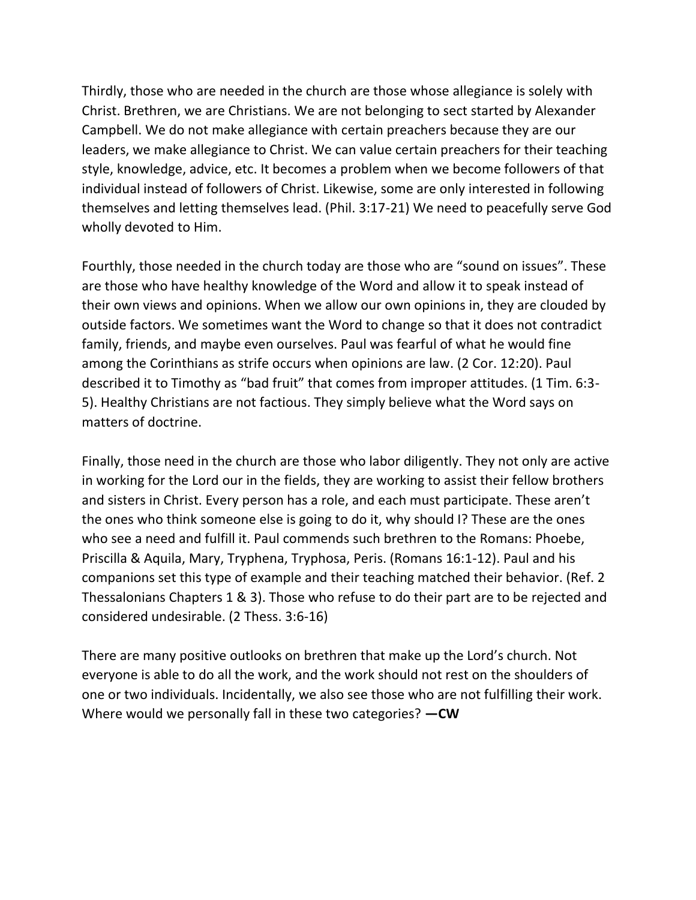Thirdly, those who are needed in the church are those whose allegiance is solely with Christ. Brethren, we are Christians. We are not belonging to sect started by Alexander Campbell. We do not make allegiance with certain preachers because they are our leaders, we make allegiance to Christ. We can value certain preachers for their teaching style, knowledge, advice, etc. It becomes a problem when we become followers of that individual instead of followers of Christ. Likewise, some are only interested in following themselves and letting themselves lead. (Phil. 3:17-21) We need to peacefully serve God wholly devoted to Him.

Fourthly, those needed in the church today are those who are "sound on issues". These are those who have healthy knowledge of the Word and allow it to speak instead of their own views and opinions. When we allow our own opinions in, they are clouded by outside factors. We sometimes want the Word to change so that it does not contradict family, friends, and maybe even ourselves. Paul was fearful of what he would fine among the Corinthians as strife occurs when opinions are law. (2 Cor. 12:20). Paul described it to Timothy as "bad fruit" that comes from improper attitudes. (1 Tim. 6:3-5). Healthy Christians are not factious. They simply believe what the Word says on matters of doctrine.

Finally, those need in the church are those who labor diligently. They not only are active in working for the Lord our in the fields, they are working to assist their fellow brothers and sisters in Christ. Every person has a role, and each must participate. These aren't the ones who think someone else is going to do it, why should I? These are the ones who see a need and fulfill it. Paul commends such brethren to the Romans: Phoebe, Priscilla & Aquila, Mary, Tryphena, Tryphosa, Peris. (Romans 16:1-12). Paul and his companions set this type of example and their teaching matched their behavior. (Ref. 2 Thessalonians Chapters 1 & 3). Those who refuse to do their part are to be rejected and considered undesirable. (2 Thess. 3:6-16)

There are many positive outlooks on brethren that make up the Lord's church. Not everyone is able to do all the work, and the work should not rest on the shoulders of one or two individuals. Incidentally, we also see those who are not fulfilling their work. Where would we personally fall in these two categories? **—CW**